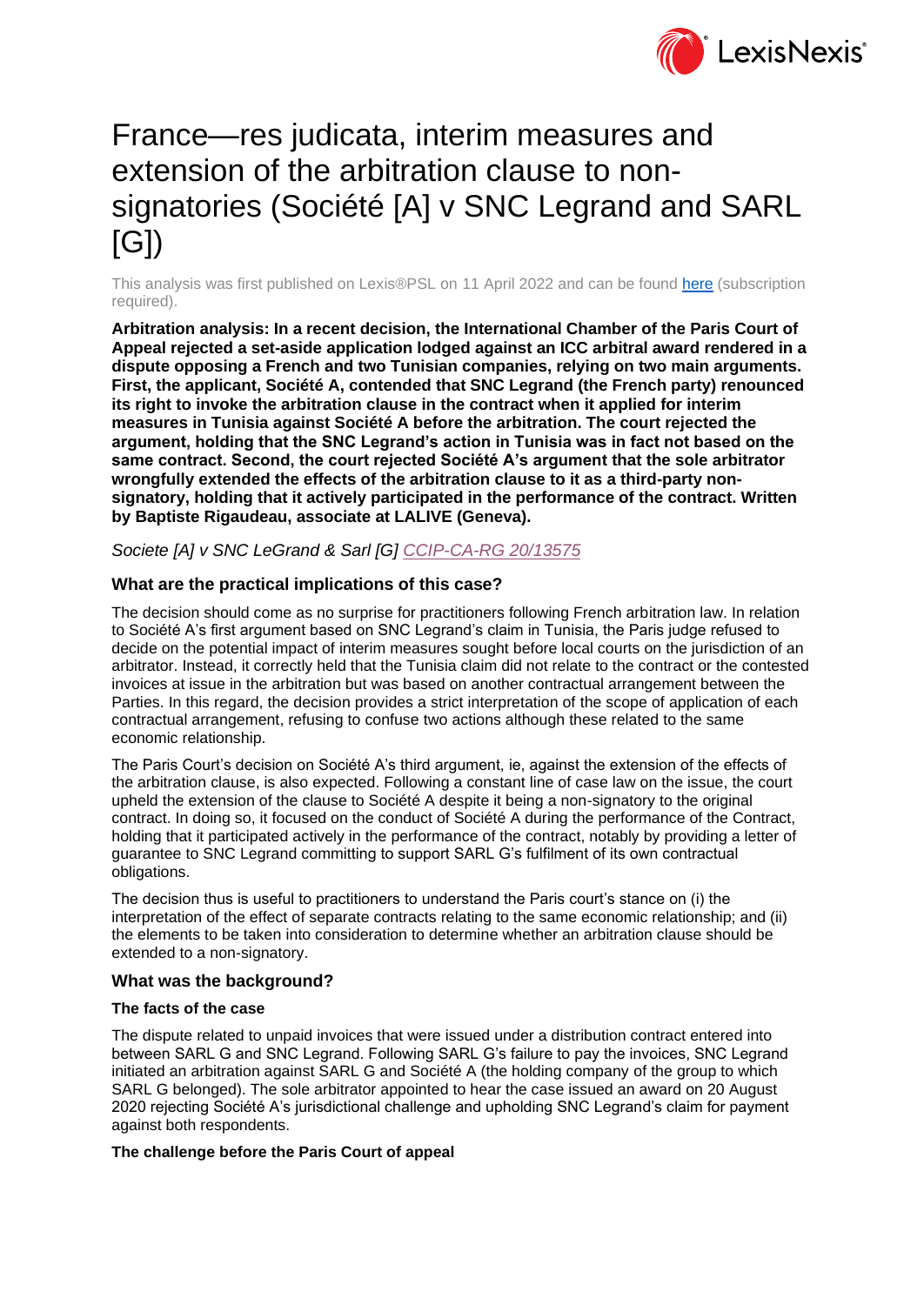# France—res judicata, interim measures and extension of the arbitration clause to non-signatories (Société [A] v SNC Legrand and SARL [G])

This analysis was first published on Lexis®PSL on 11 April 2022 and can be found here (subscription required).

**Arbitration analysis: In a recent decision, the International Chamber of the Paris Court of Appeal rejected a set-aside application lodged against an ICC arbitral award rendered in a dispute opposing a French and two Tunisian companies, relying on two main arguments. First, the applicant, Société A, contended that SNC Legrand (the French party) renounced its right to invoke the arbitration clause in the contract when it applied for interim measures in Tunisia against Société A before the arbitration. The court rejected the argument, holding that the SNC Legrand's action in Tunisia was in fact not based on the same contract. Second, the court rejected Société A's argument that the sole arbitrator wrongfully extended the effects of the arbitration clause to it as a third-party non-signatory, holding that it actively participated in the performance of the contract. Written by Baptiste Rigaudeau, associate at LALIVE (Geneva).**

*Societe [A] v SNC LeGrand & Sarl [G] CCIP-CA-RG 20/13575*

### What are the practical implications of this case?

The decision should come as no surprise for practitioners following French arbitration law. In relation to Société A's first argument based on SNC Legrand's claim in Tunisia, the Paris judge refused to decide on the potential impact of interim measures sought before local courts on the jurisdiction of an arbitrator. Instead, it correctly held that the Tunisia claim did not relate to the contract or the contested invoices at issue in the arbitration but was based on another contractual arrangement between the Parties. In this regard, the decision provides a strict interpretation of the scope of application of each contractual arrangement, refusing to confuse two actions although these related to the same economic relationship.

The Paris Court's decision on Société A's third argument, ie, against the extension of the effects of the arbitration clause, is also expected. Following a constant line of case law on the issue, the court upheld the extension of the clause to Société A despite it being a non-signatory to the original contract. In doing so, it focused on the conduct of Société A during the performance of the Contract, holding that it participated actively in the performance of the contract, notably by providing a letter of guarantee to SNC Legrand committing to support SARL G's fulfilment of its own contractual obligations.

The decision thus is useful to practitioners to understand the Paris court's stance on (i) the interpretation of the effect of separate contracts relating to the same economic relationship; and (ii) the elements to be taken into consideration to determine whether an arbitration clause should be extended to a non-signatory.

### What was the background?

#### The facts of the case

The dispute related to unpaid invoices that were issued under a distribution contract entered into between SARL G and SNC Legrand. Following SARL G's failure to pay the invoices, SNC Legrand initiated an arbitration against SARL G and Société A (the holding company of the group to which SARL G belonged). The sole arbitrator appointed to hear the case issued an award on 20 August 2020 rejecting Société A's jurisdictional challenge and upholding SNC Legrand's claim for payment against both respondents.

#### The challenge before the Paris Court of appeal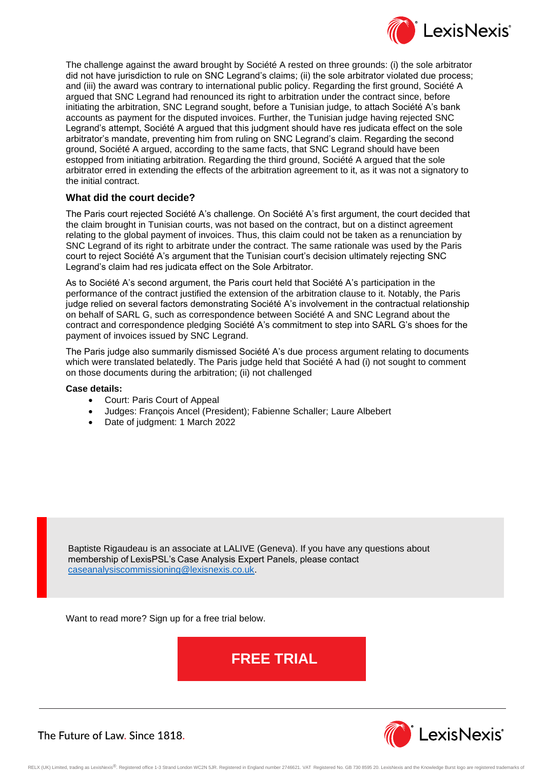The challenge against the award brought by Société A rested on three grounds: (i) the sole arbitrator did not have jurisdiction to rule on SNC Legrand's claims; (ii) the sole arbitrator violated due process; and (iii) the award was contrary to international public policy. Regarding the first ground, Société A argued that SNC Legrand had renounced its right to arbitration under the contract since, before initiating the arbitration, SNC Legrand sought, before a Tunisian judge, to attach Société A's bank accounts as payment for the disputed invoices. Further, the Tunisian judge having rejected SNC Legrand's attempt, Société A argued that this judgment should have res judicata effect on the sole arbitrator's mandate, preventing him from ruling on SNC Legrand's claim. Regarding the second ground, Société A argued, according to the same facts, that SNC Legrand should have been estopped from initiating arbitration. Regarding the third ground, Société A argued that the sole arbitrator erred in extending the effects of the arbitration agreement to it, as it was not a signatory to the initial contract.

### What did the court decide?

The Paris court rejected Société A's challenge. On Société A's first argument, the court decided that the claim brought in Tunisian courts, was not based on the contract, but on a distinct agreement relating to the global payment of invoices. Thus, this claim could not be taken as a renunciation by SNC Legrand of its right to arbitrate under the contract. The same rationale was used by the Paris court to reject Société A's argument that the Tunisian court's decision ultimately rejecting SNC Legrand's claim had res judicata effect on the Sole Arbitrator.

As to Société A's second argument, the Paris court held that Société A's participation in the performance of the contract justified the extension of the arbitration clause to it. Notably, the Paris judge relied on several factors demonstrating Société A's involvement in the contractual relationship on behalf of SARL G, such as correspondence between Société A and SNC Legrand about the contract and correspondence pledging Société A's commitment to step into SARL G's shoes for the payment of invoices issued by SNC Legrand.

The Paris judge also summarily dismissed Société A's due process argument relating to documents which were translated belatedly. The Paris judge held that Société A had (i) not sought to comment on those documents during the arbitration; (ii) not challenged

**Case details:**

- Court: Paris Court of Appeal
- Judges: François Ancel (President); Fabienne Schaller; Laure Albebert
- Date of judgment: 1 March 2022

Baptiste Rigaudeau is an associate at LALIVE (Geneva). If you have any questions about membership of LexisPSL's Case Analysis Expert Panels, please contact caseanalysiscommissioning@lexisnexis.co.uk.

Want to read more? Sign up for a free trial below.

**FREE TRIAL**

The Future of Law. Since 1818.

RELX (UK) Limited, trading as LexisNexis®. Registered office 1-3 Strand London WC2N 5JR. Registered in England number 2746621. VAT Registered No. GB 730 8595 20. LexisNexis and the Knowledge Burst logo are registered trademarks of